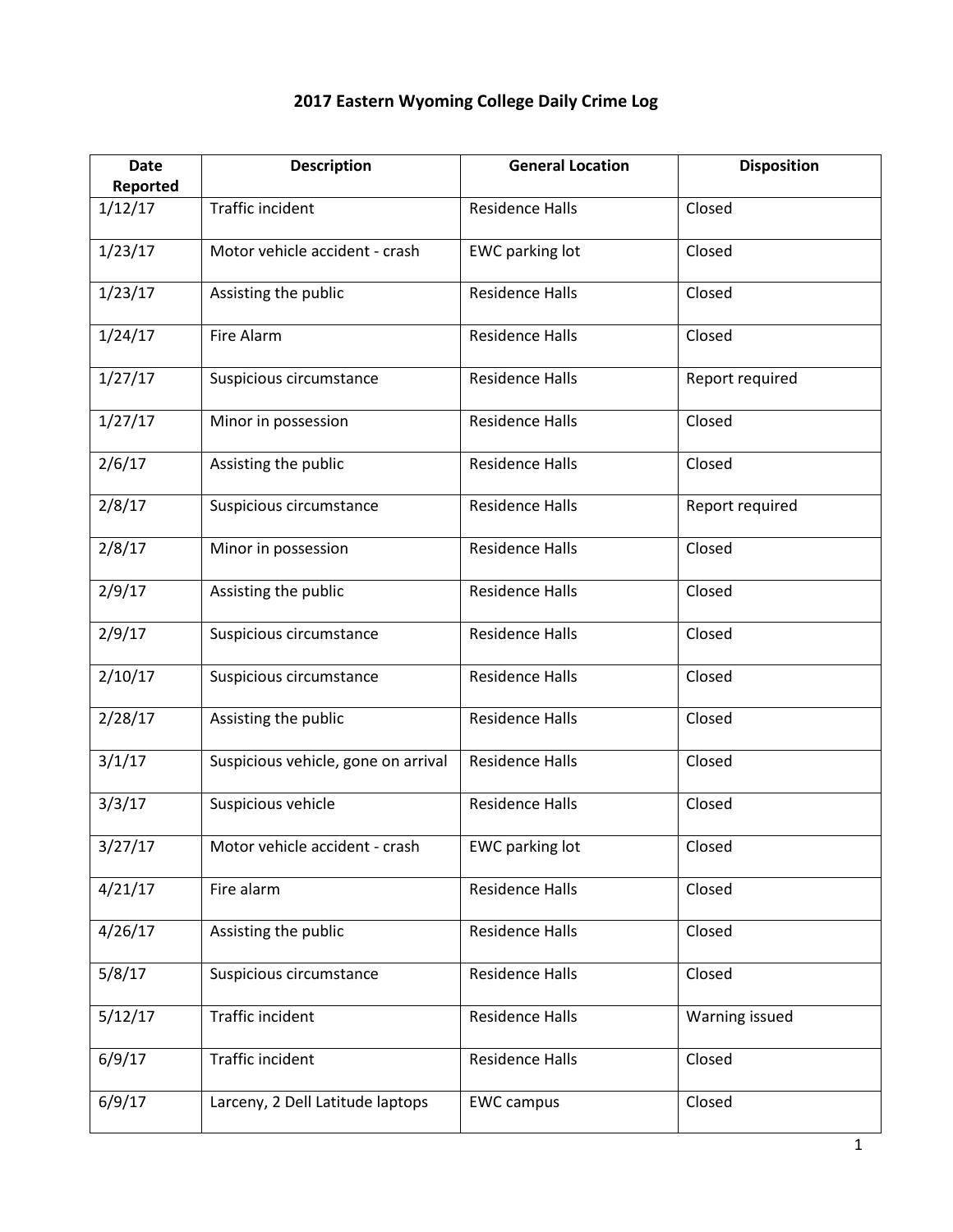# 2017 Eastern Wyoming College Daily Crime Log

| Date Reported | Description | General Location | Disposition |
|---|---|---|---|
| 1/12/17 | Traffic incident | Residence Halls | Closed |
| 1/23/17 | Motor vehicle accident - crash | EWC parking lot | Closed |
| 1/23/17 | Assisting the public | Residence Halls | Closed |
| 1/24/17 | Fire Alarm | Residence Halls | Closed |
| 1/27/17 | Suspicious circumstance | Residence Halls | Report required |
| 1/27/17 | Minor in possession | Residence Halls | Closed |
| 2/6/17 | Assisting the public | Residence Halls | Closed |
| 2/8/17 | Suspicious circumstance | Residence Halls | Report required |
| 2/8/17 | Minor in possession | Residence Halls | Closed |
| 2/9/17 | Assisting the public | Residence Halls | Closed |
| 2/9/17 | Suspicious circumstance | Residence Halls | Closed |
| 2/10/17 | Suspicious circumstance | Residence Halls | Closed |
| 2/28/17 | Assisting the public | Residence Halls | Closed |
| 3/1/17 | Suspicious vehicle, gone on arrival | Residence Halls | Closed |
| 3/3/17 | Suspicious vehicle | Residence Halls | Closed |
| 3/27/17 | Motor vehicle accident - crash | EWC parking lot | Closed |
| 4/21/17 | Fire alarm | Residence Halls | Closed |
| 4/26/17 | Assisting the public | Residence Halls | Closed |
| 5/8/17 | Suspicious circumstance | Residence Halls | Closed |
| 5/12/17 | Traffic incident | Residence Halls | Warning issued |
| 6/9/17 | Traffic incident | Residence Halls | Closed |
| 6/9/17 | Larceny, 2 Dell Latitude laptops | EWC campus | Closed |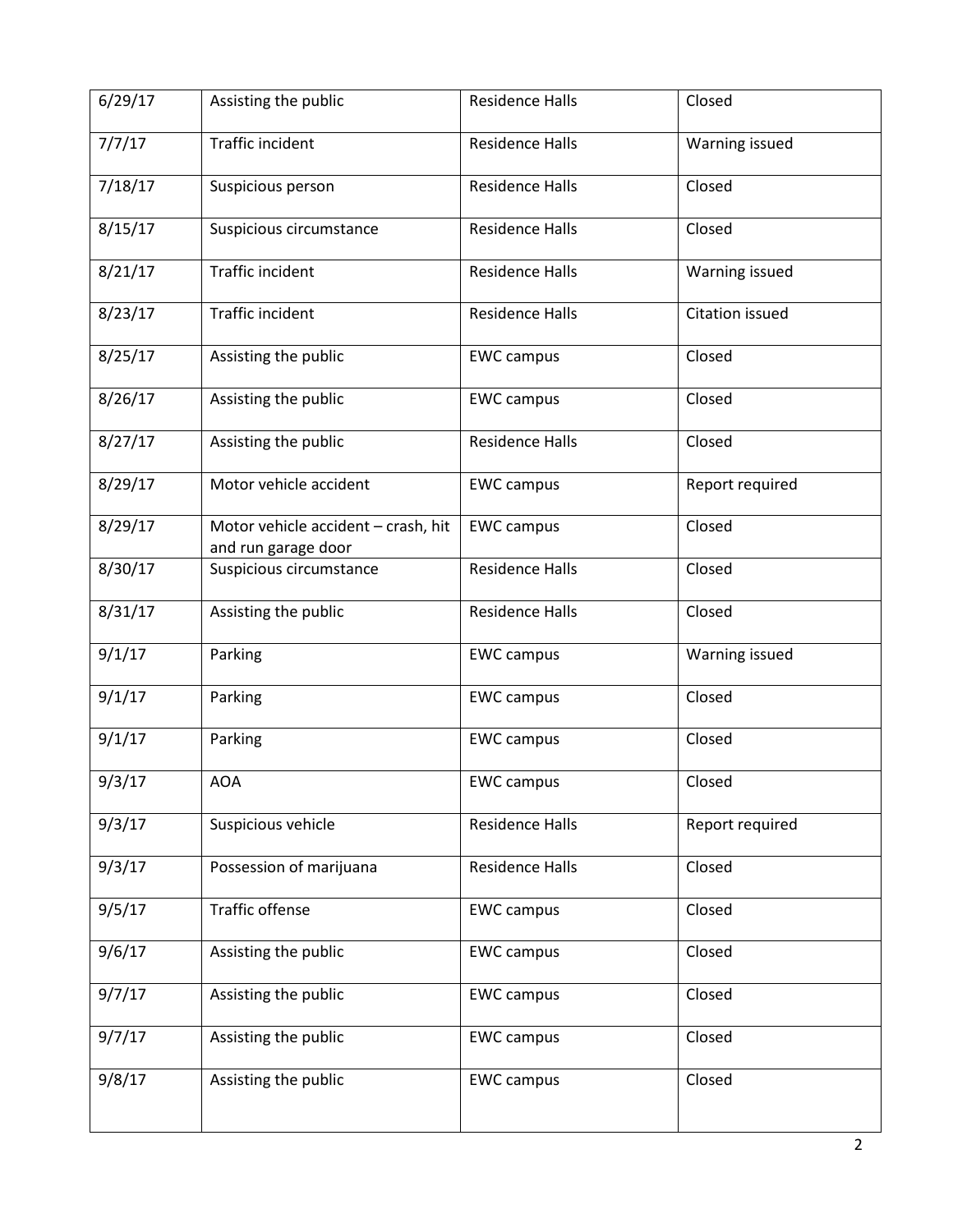| 6/29/17 | Assisting the public | Residence Halls | Closed |
|---|---|---|---|
| 7/7/17 | Traffic incident | Residence Halls | Warning issued |
| 7/18/17 | Suspicious person | Residence Halls | Closed |
| 8/15/17 | Suspicious circumstance | Residence Halls | Closed |
| 8/21/17 | Traffic incident | Residence Halls | Warning issued |
| 8/23/17 | Traffic incident | Residence Halls | Citation issued |
| 8/25/17 | Assisting the public | EWC campus | Closed |
| 8/26/17 | Assisting the public | EWC campus | Closed |
| 8/27/17 | Assisting the public | Residence Halls | Closed |
| 8/29/17 | Motor vehicle accident | EWC campus | Report required |
| 8/29/17 | Motor vehicle accident – crash, hit and run garage door | EWC campus | Closed |
| 8/30/17 | Suspicious circumstance | Residence Halls | Closed |
| 8/31/17 | Assisting the public | Residence Halls | Closed |
| 9/1/17 | Parking | EWC campus | Warning issued |
| 9/1/17 | Parking | EWC campus | Closed |
| 9/1/17 | Parking | EWC campus | Closed |
| 9/3/17 | AOA | EWC campus | Closed |
| 9/3/17 | Suspicious vehicle | Residence Halls | Report required |
| 9/3/17 | Possession of marijuana | Residence Halls | Closed |
| 9/5/17 | Traffic offense | EWC campus | Closed |
| 9/6/17 | Assisting the public | EWC campus | Closed |
| 9/7/17 | Assisting the public | EWC campus | Closed |
| 9/7/17 | Assisting the public | EWC campus | Closed |
| 9/8/17 | Assisting the public | EWC campus | Closed |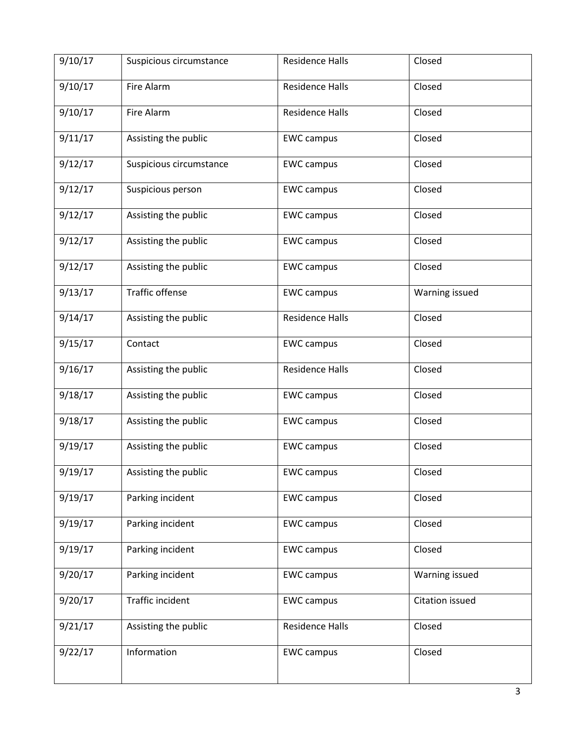| 9/10/17 | Suspicious circumstance | Residence Halls | Closed |
|---|---|---|---|
| 9/10/17 | Fire Alarm | Residence Halls | Closed |
| 9/10/17 | Fire Alarm | Residence Halls | Closed |
| 9/11/17 | Assisting the public | EWC campus | Closed |
| 9/12/17 | Suspicious circumstance | EWC campus | Closed |
| 9/12/17 | Suspicious person | EWC campus | Closed |
| 9/12/17 | Assisting the public | EWC campus | Closed |
| 9/12/17 | Assisting the public | EWC campus | Closed |
| 9/12/17 | Assisting the public | EWC campus | Closed |
| 9/13/17 | Traffic offense | EWC campus | Warning issued |
| 9/14/17 | Assisting the public | Residence Halls | Closed |
| 9/15/17 | Contact | EWC campus | Closed |
| 9/16/17 | Assisting the public | Residence Halls | Closed |
| 9/18/17 | Assisting the public | EWC campus | Closed |
| 9/18/17 | Assisting the public | EWC campus | Closed |
| 9/19/17 | Assisting the public | EWC campus | Closed |
| 9/19/17 | Assisting the public | EWC campus | Closed |
| 9/19/17 | Parking incident | EWC campus | Closed |
| 9/19/17 | Parking incident | EWC campus | Closed |
| 9/19/17 | Parking incident | EWC campus | Closed |
| 9/20/17 | Parking incident | EWC campus | Warning issued |
| 9/20/17 | Traffic incident | EWC campus | Citation issued |
| 9/21/17 | Assisting the public | Residence Halls | Closed |
| 9/22/17 | Information | EWC campus | Closed |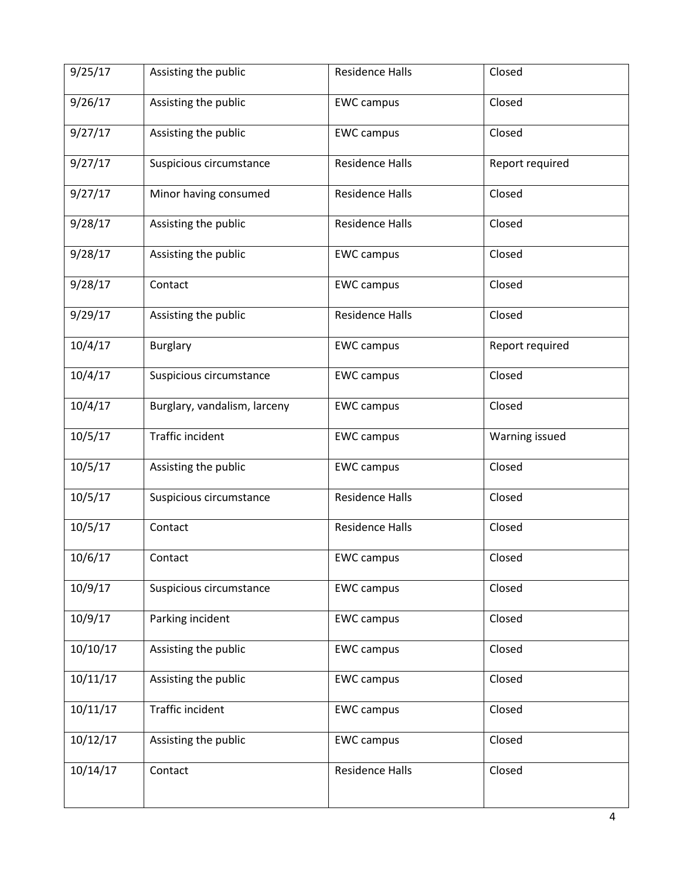| 9/25/17 | Assisting the public | Residence Halls | Closed |
|---|---|---|---|
| 9/26/17 | Assisting the public | EWC campus | Closed |
| 9/27/17 | Assisting the public | EWC campus | Closed |
| 9/27/17 | Suspicious circumstance | Residence Halls | Report required |
| 9/27/17 | Minor having consumed | Residence Halls | Closed |
| 9/28/17 | Assisting the public | Residence Halls | Closed |
| 9/28/17 | Assisting the public | EWC campus | Closed |
| 9/28/17 | Contact | EWC campus | Closed |
| 9/29/17 | Assisting the public | Residence Halls | Closed |
| 10/4/17 | Burglary | EWC campus | Report required |
| 10/4/17 | Suspicious circumstance | EWC campus | Closed |
| 10/4/17 | Burglary, vandalism, larceny | EWC campus | Closed |
| 10/5/17 | Traffic incident | EWC campus | Warning issued |
| 10/5/17 | Assisting the public | EWC campus | Closed |
| 10/5/17 | Suspicious circumstance | Residence Halls | Closed |
| 10/5/17 | Contact | Residence Halls | Closed |
| 10/6/17 | Contact | EWC campus | Closed |
| 10/9/17 | Suspicious circumstance | EWC campus | Closed |
| 10/9/17 | Parking incident | EWC campus | Closed |
| 10/10/17 | Assisting the public | EWC campus | Closed |
| 10/11/17 | Assisting the public | EWC campus | Closed |
| 10/11/17 | Traffic incident | EWC campus | Closed |
| 10/12/17 | Assisting the public | EWC campus | Closed |
| 10/14/17 | Contact | Residence Halls | Closed |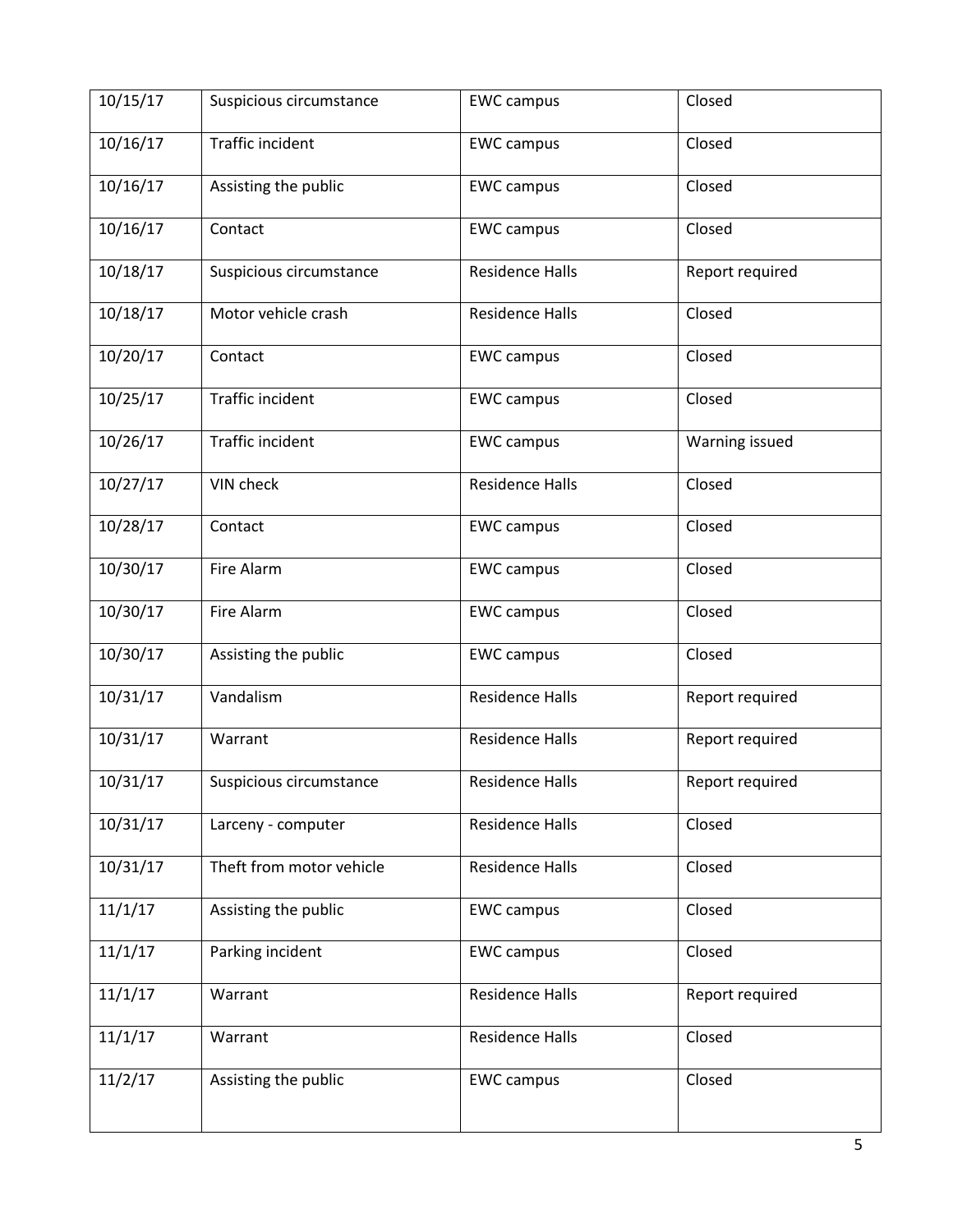| | | | |
|---|---|---|---|
| 10/15/17 | Suspicious circumstance | EWC campus | Closed |
| 10/16/17 | Traffic incident | EWC campus | Closed |
| 10/16/17 | Assisting the public | EWC campus | Closed |
| 10/16/17 | Contact | EWC campus | Closed |
| 10/18/17 | Suspicious circumstance | Residence Halls | Report required |
| 10/18/17 | Motor vehicle crash | Residence Halls | Closed |
| 10/20/17 | Contact | EWC campus | Closed |
| 10/25/17 | Traffic incident | EWC campus | Closed |
| 10/26/17 | Traffic incident | EWC campus | Warning issued |
| 10/27/17 | VIN check | Residence Halls | Closed |
| 10/28/17 | Contact | EWC campus | Closed |
| 10/30/17 | Fire Alarm | EWC campus | Closed |
| 10/30/17 | Fire Alarm | EWC campus | Closed |
| 10/30/17 | Assisting the public | EWC campus | Closed |
| 10/31/17 | Vandalism | Residence Halls | Report required |
| 10/31/17 | Warrant | Residence Halls | Report required |
| 10/31/17 | Suspicious circumstance | Residence Halls | Report required |
| 10/31/17 | Larceny - computer | Residence Halls | Closed |
| 10/31/17 | Theft from motor vehicle | Residence Halls | Closed |
| 11/1/17 | Assisting the public | EWC campus | Closed |
| 11/1/17 | Parking incident | EWC campus | Closed |
| 11/1/17 | Warrant | Residence Halls | Report required |
| 11/1/17 | Warrant | Residence Halls | Closed |
| 11/2/17 | Assisting the public | EWC campus | Closed |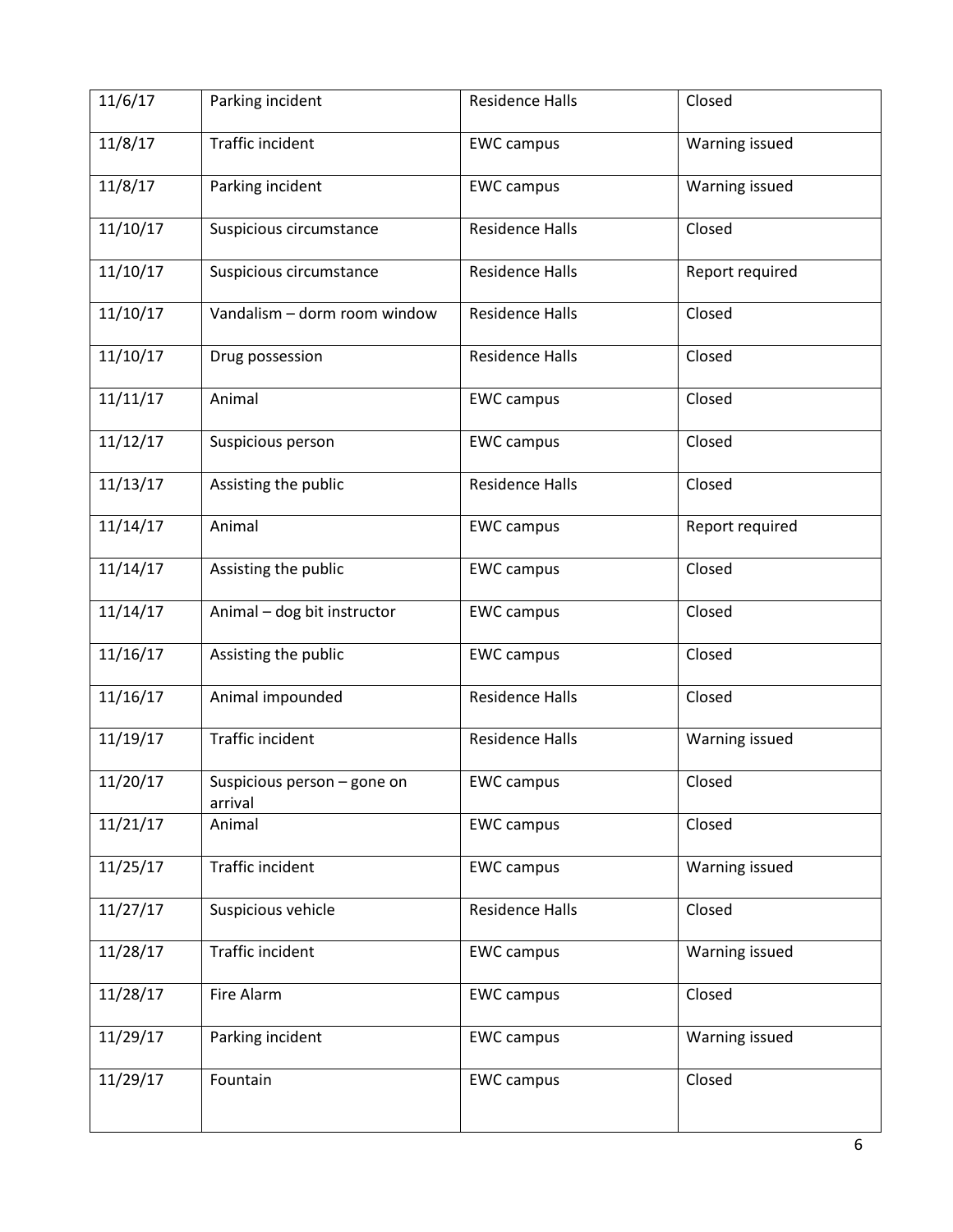| 11/6/17 | Parking incident | Residence Halls | Closed |
|---|---|---|---|
| 11/8/17 | Traffic incident | EWC campus | Warning issued |
| 11/8/17 | Parking incident | EWC campus | Warning issued |
| 11/10/17 | Suspicious circumstance | Residence Halls | Closed |
| 11/10/17 | Suspicious circumstance | Residence Halls | Report required |
| 11/10/17 | Vandalism – dorm room window | Residence Halls | Closed |
| 11/10/17 | Drug possession | Residence Halls | Closed |
| 11/11/17 | Animal | EWC campus | Closed |
| 11/12/17 | Suspicious person | EWC campus | Closed |
| 11/13/17 | Assisting the public | Residence Halls | Closed |
| 11/14/17 | Animal | EWC campus | Report required |
| 11/14/17 | Assisting the public | EWC campus | Closed |
| 11/14/17 | Animal – dog bit instructor | EWC campus | Closed |
| 11/16/17 | Assisting the public | EWC campus | Closed |
| 11/16/17 | Animal impounded | Residence Halls | Closed |
| 11/19/17 | Traffic incident | Residence Halls | Warning issued |
| 11/20/17 | Suspicious person – gone on arrival | EWC campus | Closed |
| 11/21/17 | Animal | EWC campus | Closed |
| 11/25/17 | Traffic incident | EWC campus | Warning issued |
| 11/27/17 | Suspicious vehicle | Residence Halls | Closed |
| 11/28/17 | Traffic incident | EWC campus | Warning issued |
| 11/28/17 | Fire Alarm | EWC campus | Closed |
| 11/29/17 | Parking incident | EWC campus | Warning issued |
| 11/29/17 | Fountain | EWC campus | Closed |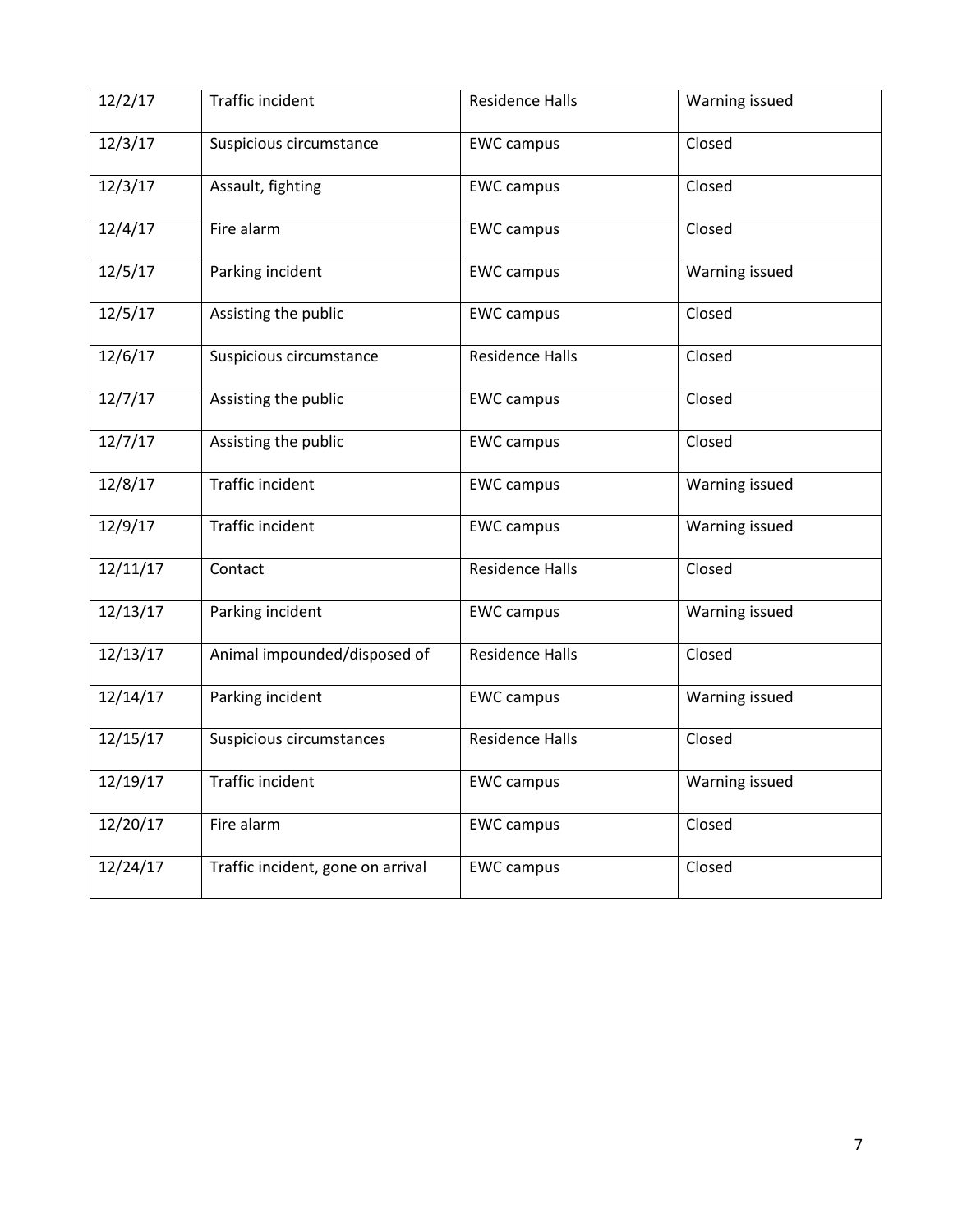| | | | |
|---|---|---|---|
| 12/2/17 | Traffic incident | Residence Halls | Warning issued |
| 12/3/17 | Suspicious circumstance | EWC campus | Closed |
| 12/3/17 | Assault, fighting | EWC campus | Closed |
| 12/4/17 | Fire alarm | EWC campus | Closed |
| 12/5/17 | Parking incident | EWC campus | Warning issued |
| 12/5/17 | Assisting the public | EWC campus | Closed |
| 12/6/17 | Suspicious circumstance | Residence Halls | Closed |
| 12/7/17 | Assisting the public | EWC campus | Closed |
| 12/7/17 | Assisting the public | EWC campus | Closed |
| 12/8/17 | Traffic incident | EWC campus | Warning issued |
| 12/9/17 | Traffic incident | EWC campus | Warning issued |
| 12/11/17 | Contact | Residence Halls | Closed |
| 12/13/17 | Parking incident | EWC campus | Warning issued |
| 12/13/17 | Animal impounded/disposed of | Residence Halls | Closed |
| 12/14/17 | Parking incident | EWC campus | Warning issued |
| 12/15/17 | Suspicious circumstances | Residence Halls | Closed |
| 12/19/17 | Traffic incident | EWC campus | Warning issued |
| 12/20/17 | Fire alarm | EWC campus | Closed |
| 12/24/17 | Traffic incident, gone on arrival | EWC campus | Closed |